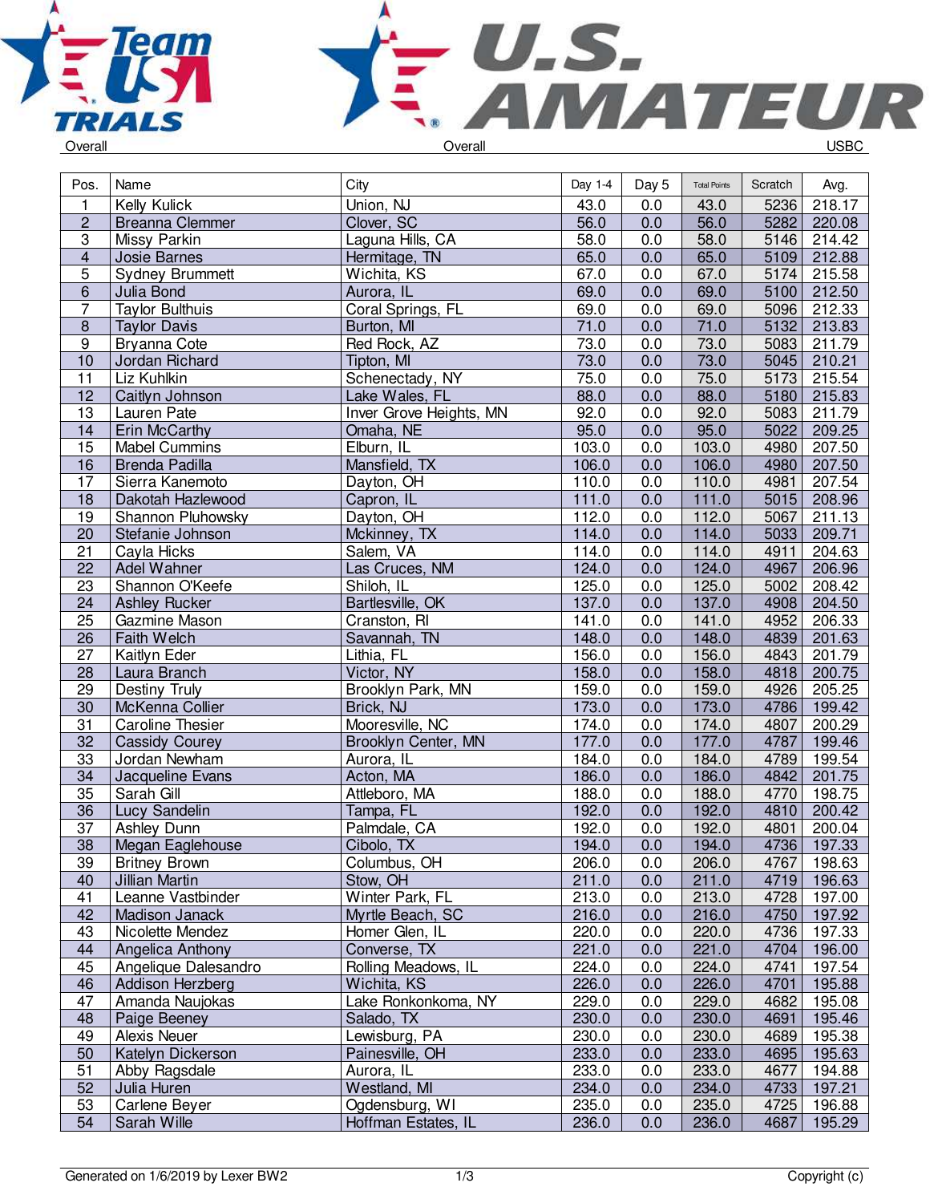Team USA TRIALS — Overall

U.S. AMATEUR — Overall

USBC

| Pos. | Name | City | Day 1-4 | Day 5 | Total Points | Scratch | Avg. |
|---|---|---|---|---|---|---|---|
| 1 | Kelly Kulick | Union, NJ | 43.0 | 0.0 | 43.0 | 5236 | 218.17 |
| 2 | Breanna Clemmer | Clover, SC | 56.0 | 0.0 | 56.0 | 5282 | 220.08 |
| 3 | Missy Parkin | Laguna Hills, CA | 58.0 | 0.0 | 58.0 | 5146 | 214.42 |
| 4 | Josie Barnes | Hermitage, TN | 65.0 | 0.0 | 65.0 | 5109 | 212.88 |
| 5 | Sydney Brummett | Wichita, KS | 67.0 | 0.0 | 67.0 | 5174 | 215.58 |
| 6 | Julia Bond | Aurora, IL | 69.0 | 0.0 | 69.0 | 5100 | 212.50 |
| 7 | Taylor Bulthuis | Coral Springs, FL | 69.0 | 0.0 | 69.0 | 5096 | 212.33 |
| 8 | Taylor Davis | Burton, MI | 71.0 | 0.0 | 71.0 | 5132 | 213.83 |
| 9 | Bryanna Cote | Red Rock, AZ | 73.0 | 0.0 | 73.0 | 5083 | 211.79 |
| 10 | Jordan Richard | Tipton, MI | 73.0 | 0.0 | 73.0 | 5045 | 210.21 |
| 11 | Liz Kuhlkin | Schenectady, NY | 75.0 | 0.0 | 75.0 | 5173 | 215.54 |
| 12 | Caitlyn Johnson | Lake Wales, FL | 88.0 | 0.0 | 88.0 | 5180 | 215.83 |
| 13 | Lauren Pate | Inver Grove Heights, MN | 92.0 | 0.0 | 92.0 | 5083 | 211.79 |
| 14 | Erin McCarthy | Omaha, NE | 95.0 | 0.0 | 95.0 | 5022 | 209.25 |
| 15 | Mabel Cummins | Elburn, IL | 103.0 | 0.0 | 103.0 | 4980 | 207.50 |
| 16 | Brenda Padilla | Mansfield, TX | 106.0 | 0.0 | 106.0 | 4980 | 207.50 |
| 17 | Sierra Kanemoto | Dayton, OH | 110.0 | 0.0 | 110.0 | 4981 | 207.54 |
| 18 | Dakotah Hazlewood | Capron, IL | 111.0 | 0.0 | 111.0 | 5015 | 208.96 |
| 19 | Shannon Pluhowsky | Dayton, OH | 112.0 | 0.0 | 112.0 | 5067 | 211.13 |
| 20 | Stefanie Johnson | Mckinney, TX | 114.0 | 0.0 | 114.0 | 5033 | 209.71 |
| 21 | Cayla Hicks | Salem, VA | 114.0 | 0.0 | 114.0 | 4911 | 204.63 |
| 22 | Adel Wahner | Las Cruces, NM | 124.0 | 0.0 | 124.0 | 4967 | 206.96 |
| 23 | Shannon O'Keefe | Shiloh, IL | 125.0 | 0.0 | 125.0 | 5002 | 208.42 |
| 24 | Ashley Rucker | Bartlesville, OK | 137.0 | 0.0 | 137.0 | 4908 | 204.50 |
| 25 | Gazmine Mason | Cranston, RI | 141.0 | 0.0 | 141.0 | 4952 | 206.33 |
| 26 | Faith Welch | Savannah, TN | 148.0 | 0.0 | 148.0 | 4839 | 201.63 |
| 27 | Kaitlyn Eder | Lithia, FL | 156.0 | 0.0 | 156.0 | 4843 | 201.79 |
| 28 | Laura Branch | Victor, NY | 158.0 | 0.0 | 158.0 | 4818 | 200.75 |
| 29 | Destiny Truly | Brooklyn Park, MN | 159.0 | 0.0 | 159.0 | 4926 | 205.25 |
| 30 | McKenna Collier | Brick, NJ | 173.0 | 0.0 | 173.0 | 4786 | 199.42 |
| 31 | Caroline Thesier | Mooresville, NC | 174.0 | 0.0 | 174.0 | 4807 | 200.29 |
| 32 | Cassidy Courey | Brooklyn Center, MN | 177.0 | 0.0 | 177.0 | 4787 | 199.46 |
| 33 | Jordan Newham | Aurora, IL | 184.0 | 0.0 | 184.0 | 4789 | 199.54 |
| 34 | Jacqueline Evans | Acton, MA | 186.0 | 0.0 | 186.0 | 4842 | 201.75 |
| 35 | Sarah Gill | Attleboro, MA | 188.0 | 0.0 | 188.0 | 4770 | 198.75 |
| 36 | Lucy Sandelin | Tampa, FL | 192.0 | 0.0 | 192.0 | 4810 | 200.42 |
| 37 | Ashley Dunn | Palmdale, CA | 192.0 | 0.0 | 192.0 | 4801 | 200.04 |
| 38 | Megan Eaglehouse | Cibolo, TX | 194.0 | 0.0 | 194.0 | 4736 | 197.33 |
| 39 | Britney Brown | Columbus, OH | 206.0 | 0.0 | 206.0 | 4767 | 198.63 |
| 40 | Jillian Martin | Stow, OH | 211.0 | 0.0 | 211.0 | 4719 | 196.63 |
| 41 | Leanne Vastbinder | Winter Park, FL | 213.0 | 0.0 | 213.0 | 4728 | 197.00 |
| 42 | Madison Janack | Myrtle Beach, SC | 216.0 | 0.0 | 216.0 | 4750 | 197.92 |
| 43 | Nicolette Mendez | Homer Glen, IL | 220.0 | 0.0 | 220.0 | 4736 | 197.33 |
| 44 | Angelica Anthony | Converse, TX | 221.0 | 0.0 | 221.0 | 4704 | 196.00 |
| 45 | Angelique Dalesandro | Rolling Meadows, IL | 224.0 | 0.0 | 224.0 | 4741 | 197.54 |
| 46 | Addison Herzberg | Wichita, KS | 226.0 | 0.0 | 226.0 | 4701 | 195.88 |
| 47 | Amanda Naujokas | Lake Ronkonkoma, NY | 229.0 | 0.0 | 229.0 | 4682 | 195.08 |
| 48 | Paige Beeney | Salado, TX | 230.0 | 0.0 | 230.0 | 4691 | 195.46 |
| 49 | Alexis Neuer | Lewisburg, PA | 230.0 | 0.0 | 230.0 | 4689 | 195.38 |
| 50 | Katelyn Dickerson | Painesville, OH | 233.0 | 0.0 | 233.0 | 4695 | 195.63 |
| 51 | Abby Ragsdale | Aurora, IL | 233.0 | 0.0 | 233.0 | 4677 | 194.88 |
| 52 | Julia Huren | Westland, MI | 234.0 | 0.0 | 234.0 | 4733 | 197.21 |
| 53 | Carlene Beyer | Ogdensburg, WI | 235.0 | 0.0 | 235.0 | 4725 | 196.88 |
| 54 | Sarah Wille | Hoffman Estates, IL | 236.0 | 0.0 | 236.0 | 4687 | 195.29 |

Generated on 1/6/2019 by Lexer BW2 — Copyright (c)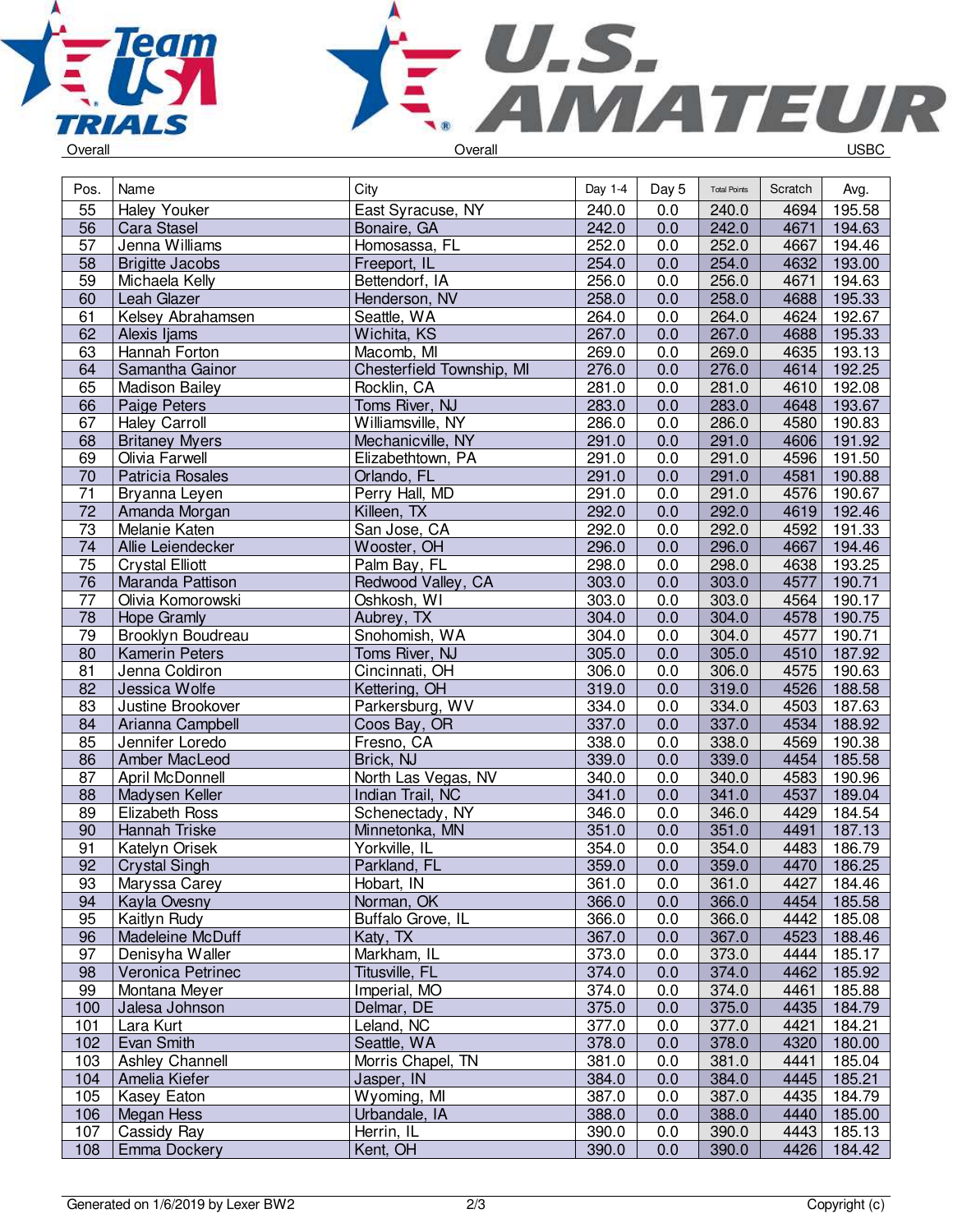Overall — Overall — USBC

| Pos. | Name | City | Day 1-4 | Day 5 | Total Points | Scratch | Avg. |
|---|---|---|---|---|---|---|---|
| 55 | Haley Youker | East Syracuse, NY | 240.0 | 0.0 | 240.0 | 4694 | 195.58 |
| 56 | Cara Stasel | Bonaire, GA | 242.0 | 0.0 | 242.0 | 4671 | 194.63 |
| 57 | Jenna Williams | Homosassa, FL | 252.0 | 0.0 | 252.0 | 4667 | 194.46 |
| 58 | Brigitte Jacobs | Freeport, IL | 254.0 | 0.0 | 254.0 | 4632 | 193.00 |
| 59 | Michaela Kelly | Bettendorf, IA | 256.0 | 0.0 | 256.0 | 4671 | 194.63 |
| 60 | Leah Glazer | Henderson, NV | 258.0 | 0.0 | 258.0 | 4688 | 195.33 |
| 61 | Kelsey Abrahamsen | Seattle, WA | 264.0 | 0.0 | 264.0 | 4624 | 192.67 |
| 62 | Alexis Ijams | Wichita, KS | 267.0 | 0.0 | 267.0 | 4688 | 195.33 |
| 63 | Hannah Forton | Macomb, MI | 269.0 | 0.0 | 269.0 | 4635 | 193.13 |
| 64 | Samantha Gainor | Chesterfield Township, MI | 276.0 | 0.0 | 276.0 | 4614 | 192.25 |
| 65 | Madison Bailey | Rocklin, CA | 281.0 | 0.0 | 281.0 | 4610 | 192.08 |
| 66 | Paige Peters | Toms River, NJ | 283.0 | 0.0 | 283.0 | 4648 | 193.67 |
| 67 | Haley Carroll | Williamsville, NY | 286.0 | 0.0 | 286.0 | 4580 | 190.83 |
| 68 | Britaney Myers | Mechanicville, NY | 291.0 | 0.0 | 291.0 | 4606 | 191.92 |
| 69 | Olivia Farwell | Elizabethtown, PA | 291.0 | 0.0 | 291.0 | 4596 | 191.50 |
| 70 | Patricia Rosales | Orlando, FL | 291.0 | 0.0 | 291.0 | 4581 | 190.88 |
| 71 | Bryanna Leyen | Perry Hall, MD | 291.0 | 0.0 | 291.0 | 4576 | 190.67 |
| 72 | Amanda Morgan | Killeen, TX | 292.0 | 0.0 | 292.0 | 4619 | 192.46 |
| 73 | Melanie Katen | San Jose, CA | 292.0 | 0.0 | 292.0 | 4592 | 191.33 |
| 74 | Allie Leiendecker | Wooster, OH | 296.0 | 0.0 | 296.0 | 4667 | 194.46 |
| 75 | Crystal Elliott | Palm Bay, FL | 298.0 | 0.0 | 298.0 | 4638 | 193.25 |
| 76 | Maranda Pattison | Redwood Valley, CA | 303.0 | 0.0 | 303.0 | 4577 | 190.71 |
| 77 | Olivia Komorowski | Oshkosh, WI | 303.0 | 0.0 | 303.0 | 4564 | 190.17 |
| 78 | Hope Gramly | Aubrey, TX | 304.0 | 0.0 | 304.0 | 4578 | 190.75 |
| 79 | Brooklyn Boudreau | Snohomish, WA | 304.0 | 0.0 | 304.0 | 4577 | 190.71 |
| 80 | Kamerin Peters | Toms River, NJ | 305.0 | 0.0 | 305.0 | 4510 | 187.92 |
| 81 | Jenna Coldiron | Cincinnati, OH | 306.0 | 0.0 | 306.0 | 4575 | 190.63 |
| 82 | Jessica Wolfe | Kettering, OH | 319.0 | 0.0 | 319.0 | 4526 | 188.58 |
| 83 | Justine Brookover | Parkersburg, WV | 334.0 | 0.0 | 334.0 | 4503 | 187.63 |
| 84 | Arianna Campbell | Coos Bay, OR | 337.0 | 0.0 | 337.0 | 4534 | 188.92 |
| 85 | Jennifer Loredo | Fresno, CA | 338.0 | 0.0 | 338.0 | 4569 | 190.38 |
| 86 | Amber MacLeod | Brick, NJ | 339.0 | 0.0 | 339.0 | 4454 | 185.58 |
| 87 | April McDonnell | North Las Vegas, NV | 340.0 | 0.0 | 340.0 | 4583 | 190.96 |
| 88 | Madysen Keller | Indian Trail, NC | 341.0 | 0.0 | 341.0 | 4537 | 189.04 |
| 89 | Elizabeth Ross | Schenectady, NY | 346.0 | 0.0 | 346.0 | 4429 | 184.54 |
| 90 | Hannah Triske | Minnetonka, MN | 351.0 | 0.0 | 351.0 | 4491 | 187.13 |
| 91 | Katelyn Orisek | Yorkville, IL | 354.0 | 0.0 | 354.0 | 4483 | 186.79 |
| 92 | Crystal Singh | Parkland, FL | 359.0 | 0.0 | 359.0 | 4470 | 186.25 |
| 93 | Maryssa Carey | Hobart, IN | 361.0 | 0.0 | 361.0 | 4427 | 184.46 |
| 94 | Kayla Ovesny | Norman, OK | 366.0 | 0.0 | 366.0 | 4454 | 185.58 |
| 95 | Kaitlyn Rudy | Buffalo Grove, IL | 366.0 | 0.0 | 366.0 | 4442 | 185.08 |
| 96 | Madeleine McDuff | Katy, TX | 367.0 | 0.0 | 367.0 | 4523 | 188.46 |
| 97 | Denisyha Waller | Markham, IL | 373.0 | 0.0 | 373.0 | 4444 | 185.17 |
| 98 | Veronica Petrinec | Titusville, FL | 374.0 | 0.0 | 374.0 | 4462 | 185.92 |
| 99 | Montana Meyer | Imperial, MO | 374.0 | 0.0 | 374.0 | 4461 | 185.88 |
| 100 | Jalesa Johnson | Delmar, DE | 375.0 | 0.0 | 375.0 | 4435 | 184.79 |
| 101 | Lara Kurt | Leland, NC | 377.0 | 0.0 | 377.0 | 4421 | 184.21 |
| 102 | Evan Smith | Seattle, WA | 378.0 | 0.0 | 378.0 | 4320 | 180.00 |
| 103 | Ashley Channell | Morris Chapel, TN | 381.0 | 0.0 | 381.0 | 4441 | 185.04 |
| 104 | Amelia Kiefer | Jasper, IN | 384.0 | 0.0 | 384.0 | 4445 | 185.21 |
| 105 | Kasey Eaton | Wyoming, MI | 387.0 | 0.0 | 387.0 | 4435 | 184.79 |
| 106 | Megan Hess | Urbandale, IA | 388.0 | 0.0 | 388.0 | 4440 | 185.00 |
| 107 | Cassidy Ray | Herrin, IL | 390.0 | 0.0 | 390.0 | 4443 | 185.13 |
| 108 | Emma Dockery | Kent, OH | 390.0 | 0.0 | 390.0 | 4426 | 184.42 |

Generated on 1/6/2019 by Lexer BW2 — Copyright (c)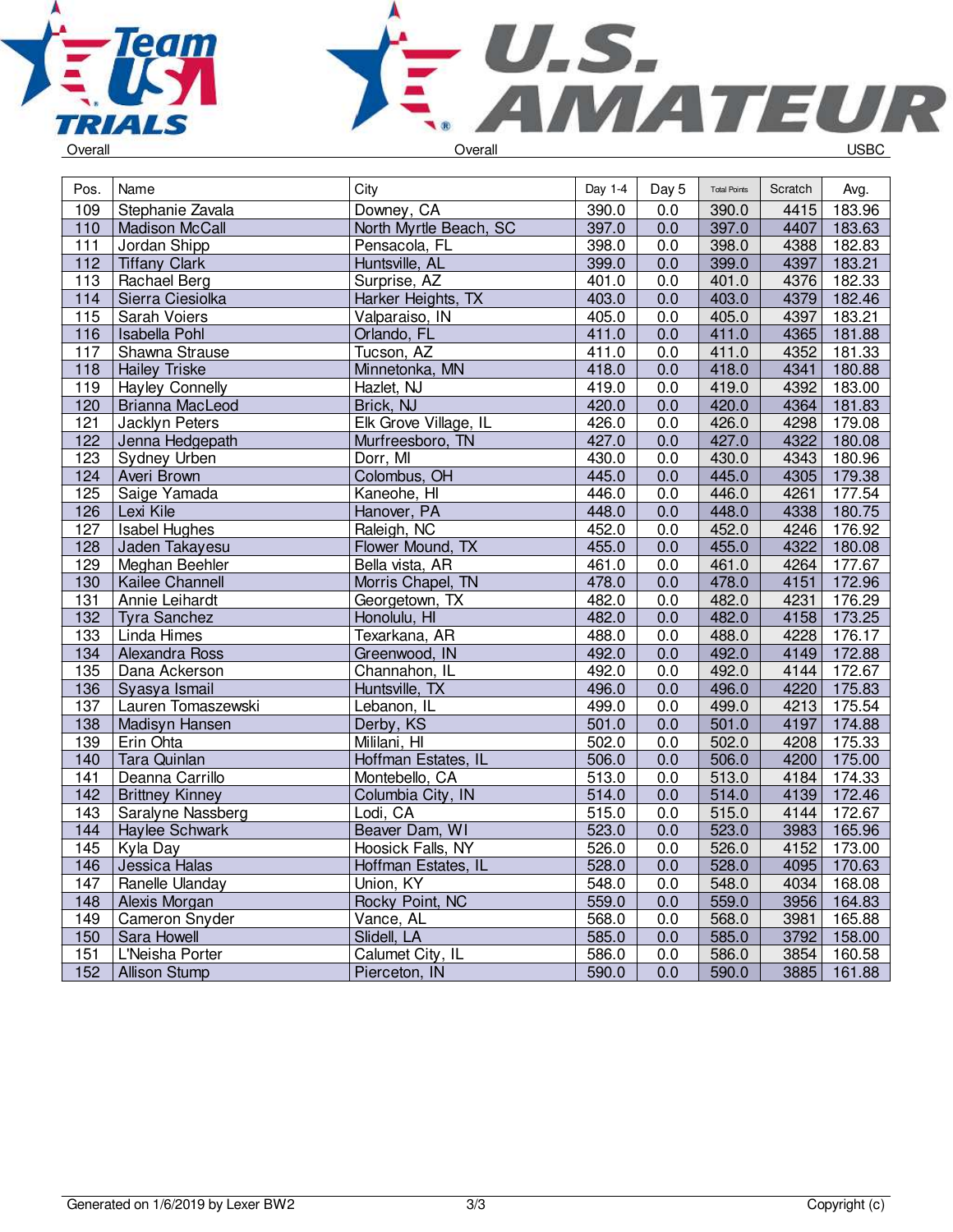Overall — Overall — USBC

| Pos. | Name | City | Day 1-4 | Day 5 | Total Points | Scratch | Avg. |
|---|---|---|---|---|---|---|---|
| 109 | Stephanie Zavala | Downey, CA | 390.0 | 0.0 | 390.0 | 4415 | 183.96 |
| 110 | Madison McCall | North Myrtle Beach, SC | 397.0 | 0.0 | 397.0 | 4407 | 183.63 |
| 111 | Jordan Shipp | Pensacola, FL | 398.0 | 0.0 | 398.0 | 4388 | 182.83 |
| 112 | Tiffany Clark | Huntsville, AL | 399.0 | 0.0 | 399.0 | 4397 | 183.21 |
| 113 | Rachael Berg | Surprise, AZ | 401.0 | 0.0 | 401.0 | 4376 | 182.33 |
| 114 | Sierra Ciesiolka | Harker Heights, TX | 403.0 | 0.0 | 403.0 | 4379 | 182.46 |
| 115 | Sarah Voiers | Valparaiso, IN | 405.0 | 0.0 | 405.0 | 4397 | 183.21 |
| 116 | Isabella Pohl | Orlando, FL | 411.0 | 0.0 | 411.0 | 4365 | 181.88 |
| 117 | Shawna Strause | Tucson, AZ | 411.0 | 0.0 | 411.0 | 4352 | 181.33 |
| 118 | Hailey Triske | Minnetonka, MN | 418.0 | 0.0 | 418.0 | 4341 | 180.88 |
| 119 | Hayley Connelly | Hazlet, NJ | 419.0 | 0.0 | 419.0 | 4392 | 183.00 |
| 120 | Brianna MacLeod | Brick, NJ | 420.0 | 0.0 | 420.0 | 4364 | 181.83 |
| 121 | Jacklyn Peters | Elk Grove Village, IL | 426.0 | 0.0 | 426.0 | 4298 | 179.08 |
| 122 | Jenna Hedgepath | Murfreesboro, TN | 427.0 | 0.0 | 427.0 | 4322 | 180.08 |
| 123 | Sydney Urben | Dorr, MI | 430.0 | 0.0 | 430.0 | 4343 | 180.96 |
| 124 | Averi Brown | Colombus, OH | 445.0 | 0.0 | 445.0 | 4305 | 179.38 |
| 125 | Saige Yamada | Kaneohe, HI | 446.0 | 0.0 | 446.0 | 4261 | 177.54 |
| 126 | Lexi Kile | Hanover, PA | 448.0 | 0.0 | 448.0 | 4338 | 180.75 |
| 127 | Isabel Hughes | Raleigh, NC | 452.0 | 0.0 | 452.0 | 4246 | 176.92 |
| 128 | Jaden Takayesu | Flower Mound, TX | 455.0 | 0.0 | 455.0 | 4322 | 180.08 |
| 129 | Meghan Beehler | Bella vista, AR | 461.0 | 0.0 | 461.0 | 4264 | 177.67 |
| 130 | Kailee Channell | Morris Chapel, TN | 478.0 | 0.0 | 478.0 | 4151 | 172.96 |
| 131 | Annie Leihardt | Georgetown, TX | 482.0 | 0.0 | 482.0 | 4231 | 176.29 |
| 132 | Tyra Sanchez | Honolulu, HI | 482.0 | 0.0 | 482.0 | 4158 | 173.25 |
| 133 | Linda Himes | Texarkana, AR | 488.0 | 0.0 | 488.0 | 4228 | 176.17 |
| 134 | Alexandra Ross | Greenwood, IN | 492.0 | 0.0 | 492.0 | 4149 | 172.88 |
| 135 | Dana Ackerson | Channahon, IL | 492.0 | 0.0 | 492.0 | 4144 | 172.67 |
| 136 | Syasya Ismail | Huntsville, TX | 496.0 | 0.0 | 496.0 | 4220 | 175.83 |
| 137 | Lauren Tomaszewski | Lebanon, IL | 499.0 | 0.0 | 499.0 | 4213 | 175.54 |
| 138 | Madisyn Hansen | Derby, KS | 501.0 | 0.0 | 501.0 | 4197 | 174.88 |
| 139 | Erin Ohta | Mililani, HI | 502.0 | 0.0 | 502.0 | 4208 | 175.33 |
| 140 | Tara Quinlan | Hoffman Estates, IL | 506.0 | 0.0 | 506.0 | 4200 | 175.00 |
| 141 | Deanna Carrillo | Montebello, CA | 513.0 | 0.0 | 513.0 | 4184 | 174.33 |
| 142 | Brittney Kinney | Columbia City, IN | 514.0 | 0.0 | 514.0 | 4139 | 172.46 |
| 143 | Saralyne Nassberg | Lodi, CA | 515.0 | 0.0 | 515.0 | 4144 | 172.67 |
| 144 | Haylee Schwark | Beaver Dam, WI | 523.0 | 0.0 | 523.0 | 3983 | 165.96 |
| 145 | Kyla Day | Hoosick Falls, NY | 526.0 | 0.0 | 526.0 | 4152 | 173.00 |
| 146 | Jessica Halas | Hoffman Estates, IL | 528.0 | 0.0 | 528.0 | 4095 | 170.63 |
| 147 | Ranelle Ulanday | Union, KY | 548.0 | 0.0 | 548.0 | 4034 | 168.08 |
| 148 | Alexis Morgan | Rocky Point, NC | 559.0 | 0.0 | 559.0 | 3956 | 164.83 |
| 149 | Cameron Snyder | Vance, AL | 568.0 | 0.0 | 568.0 | 3981 | 165.88 |
| 150 | Sara Howell | Slidell, LA | 585.0 | 0.0 | 585.0 | 3792 | 158.00 |
| 151 | L'Neisha Porter | Calumet City, IL | 586.0 | 0.0 | 586.0 | 3854 | 160.58 |
| 152 | Allison Stump | Pierceton, IN | 590.0 | 0.0 | 590.0 | 3885 | 161.88 |

Generated on 1/6/2019 by Lexer BW2 — Copyright (c)